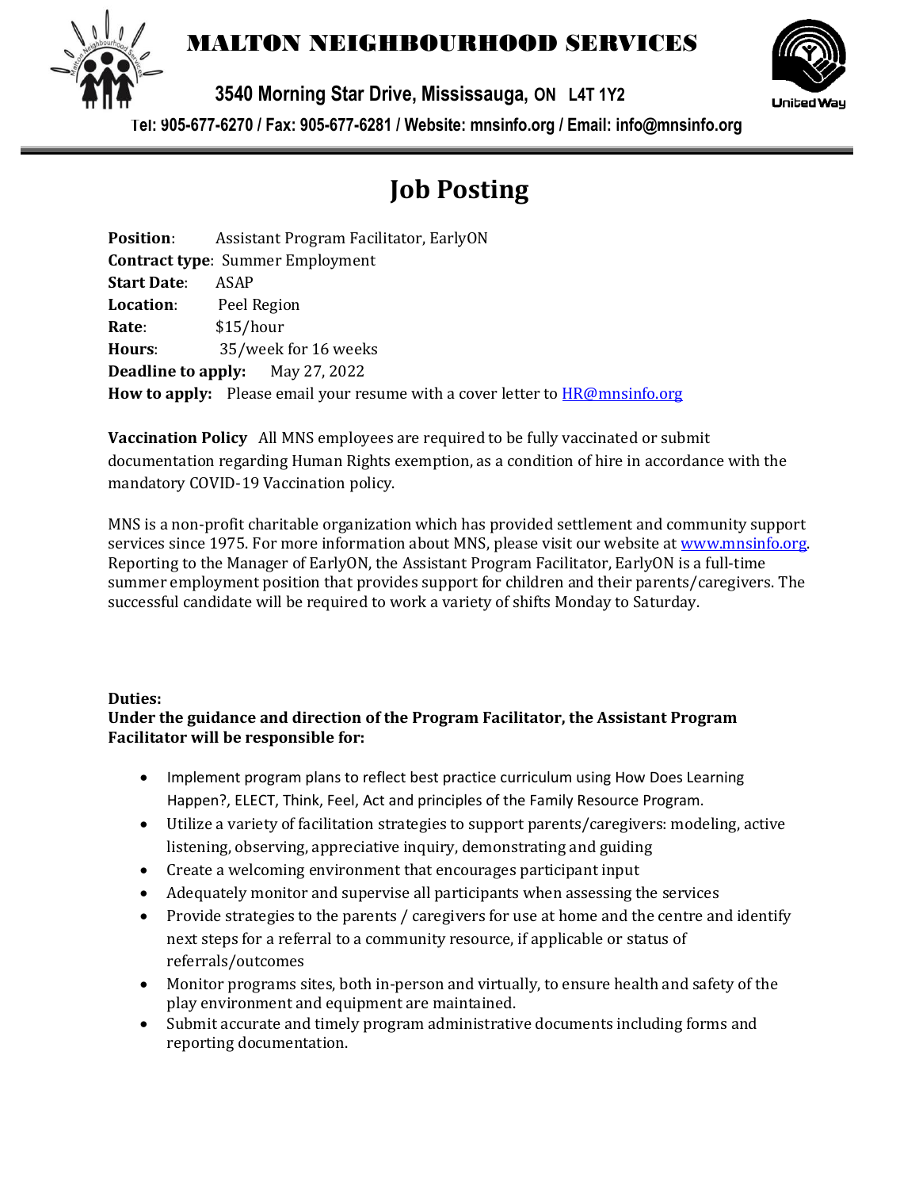# MALTON NEIGHBOURHOOD SERVICES

**3540 Morning Star Drive, Mississauga, ON L4T 1Y2**

**Tel: 905-677-6270 / Fax: 905-677-6281 / Website: mnsinfo.org / Email: info@mnsinfo.org**

United Way

# Job Posting

**Position**: Assistant Program Facilitator, EarlyON
**Contract type**: Summer Employment
**Start Date**: ASAP
**Location**: Peel Region
**Rate**: $15/hour
**Hours**: 35/week for 16 weeks
**Deadline to apply:** May 27, 2022
**How to apply:** Please email your resume with a cover letter to HR@mnsinfo.org

**Vaccination Policy** All MNS employees are required to be fully vaccinated or submit documentation regarding Human Rights exemption, as a condition of hire in accordance with the mandatory COVID-19 Vaccination policy.

MNS is a non-profit charitable organization which has provided settlement and community support services since 1975. For more information about MNS, please visit our website at www.mnsinfo.org. Reporting to the Manager of EarlyON, the Assistant Program Facilitator, EarlyON is a full-time summer employment position that provides support for children and their parents/caregivers. The successful candidate will be required to work a variety of shifts Monday to Saturday.

**Duties:**
**Under the guidance and direction of the Program Facilitator, the Assistant Program Facilitator will be responsible for:**

- Implement program plans to reflect best practice curriculum using How Does Learning Happen?, ELECT, Think, Feel, Act and principles of the Family Resource Program.
- Utilize a variety of facilitation strategies to support parents/caregivers: modeling, active listening, observing, appreciative inquiry, demonstrating and guiding
- Create a welcoming environment that encourages participant input
- Adequately monitor and supervise all participants when assessing the services
- Provide strategies to the parents / caregivers for use at home and the centre and identify next steps for a referral to a community resource, if applicable or status of referrals/outcomes
- Monitor programs sites, both in-person and virtually, to ensure health and safety of the play environment and equipment are maintained.
- Submit accurate and timely program administrative documents including forms and reporting documentation.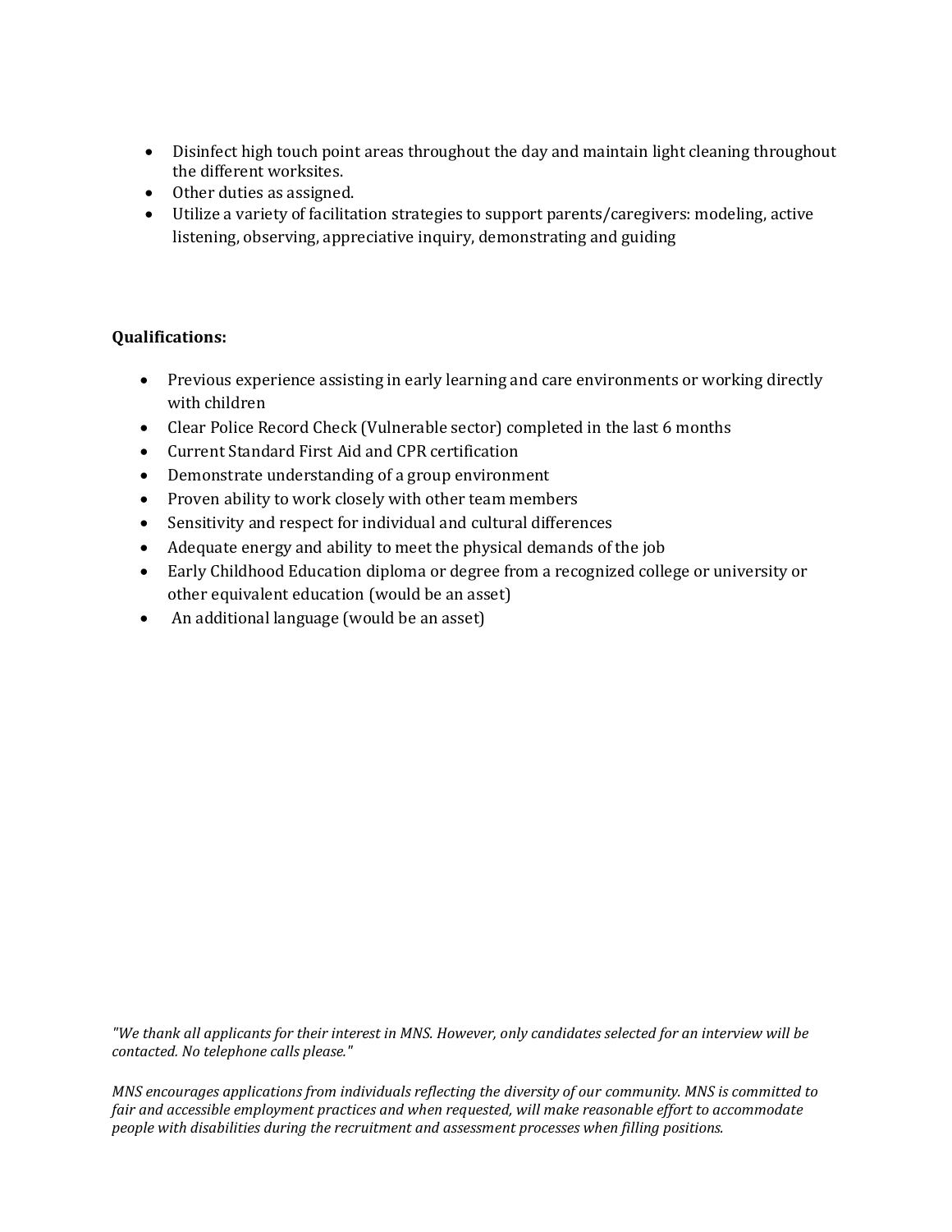- Disinfect high touch point areas throughout the day and maintain light cleaning throughout the different worksites.
- Other duties as assigned.
- Utilize a variety of facilitation strategies to support parents/caregivers: modeling, active listening, observing, appreciative inquiry, demonstrating and guiding

**Qualifications:**

- Previous experience assisting in early learning and care environments or working directly with children
- Clear Police Record Check (Vulnerable sector) completed in the last 6 months
- Current Standard First Aid and CPR certification
- Demonstrate understanding of a group environment
- Proven ability to work closely with other team members
- Sensitivity and respect for individual and cultural differences
- Adequate energy and ability to meet the physical demands of the job
- Early Childhood Education diploma or degree from a recognized college or university or other equivalent education (would be an asset)
- An additional language (would be an asset)

*"We thank all applicants for their interest in MNS. However, only candidates selected for an interview will be contacted. No telephone calls please."*

*MNS encourages applications from individuals reflecting the diversity of our community. MNS is committed to fair and accessible employment practices and when requested, will make reasonable effort to accommodate people with disabilities during the recruitment and assessment processes when filling positions.*